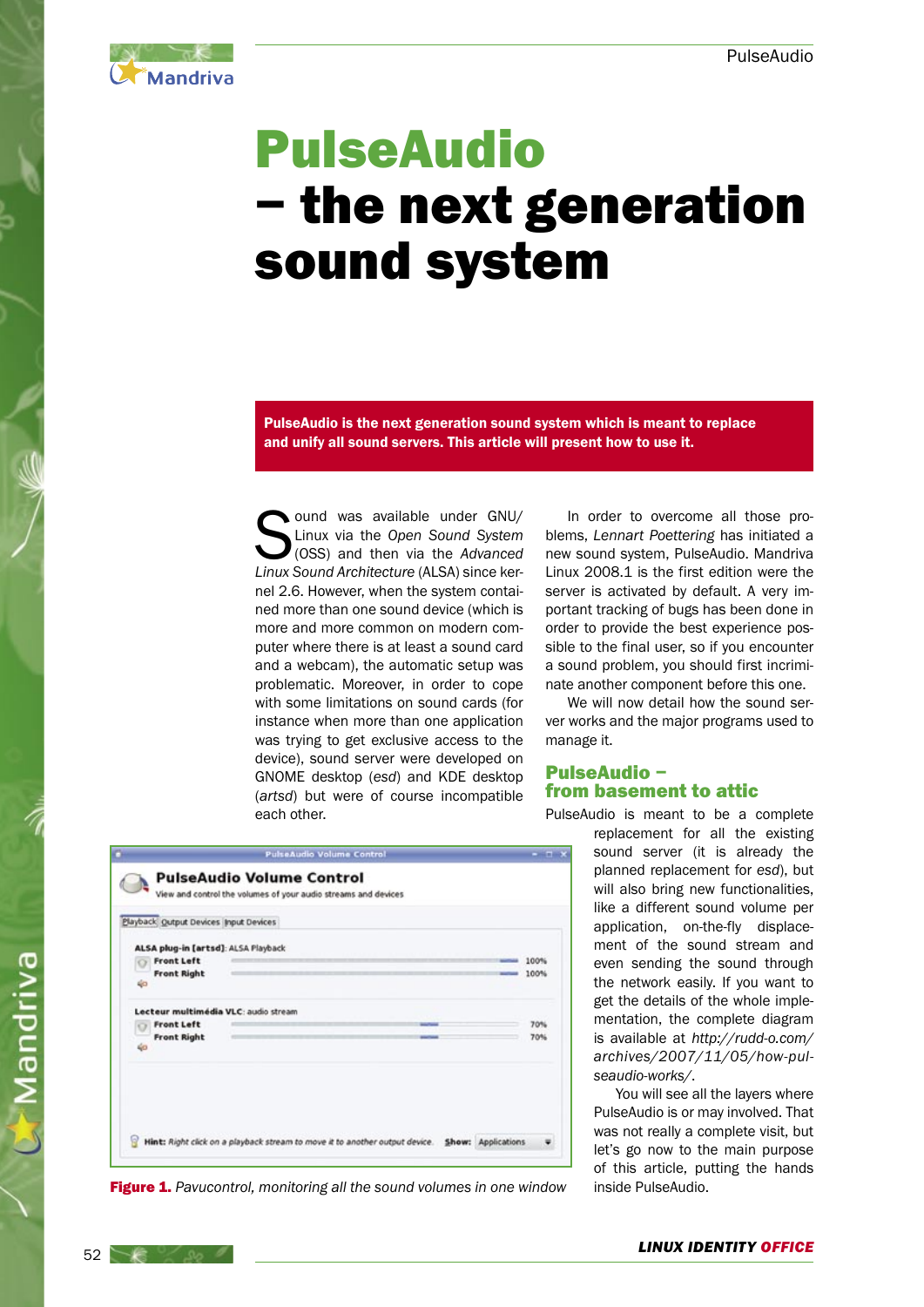# PulseAudio – the next generation sound system

**PulseAudio is the next generation sound system which is meant to replace and unify all sound servers. This article will present how to use it.**

Sound was available under GNU/Linux via the *Open Sound System* (OSS) and then via the *Advanced Linux Sound Architecture* (ALSA) since kernel 2.6. However, when the system contained more than one sound device (which is more and more common on modern computer where there is at least a sound card and a webcam), the automatic setup was problematic. Moreover, in order to cope with some limitations on sound cards (for instance when more than one application was trying to get exclusive access to the device), sound server were developed on GNOME desktop (*esd*) and KDE desktop (*artsd*) but were of course incompatible each other.

In order to overcome all those problems, *Lennart Poettering* has initiated a new sound system, PulseAudio. Mandriva Linux 2008.1 is the first edition were the server is activated by default. A very important tracking of bugs has been done in order to provide the best experience possible to the final user, so if you encounter a sound problem, you should first incriminate another component before this one.

We will now detail how the sound server works and the major programs used to manage it.

## PulseAudio – from basement to attic

PulseAudio is meant to be a complete replacement for all the existing sound server (it is already the planned replacement for *esd*), but will also bring new functionalities, like a different sound volume per application, on-the-fly displacement of the sound stream and even sending the sound through the network easily. If you want to get the details of the whole implementation, the complete diagram is available at *http://rudd-o.com/archives/2007/11/05/how-pulseaudio-works/*.

You will see all the layers where PulseAudio is or may involved. That was not really a complete visit, but let's go now to the main purpose of this article, putting the hands inside PulseAudio.

**Figure 1.** *Pavucontrol, monitoring all the sound volumes in one window*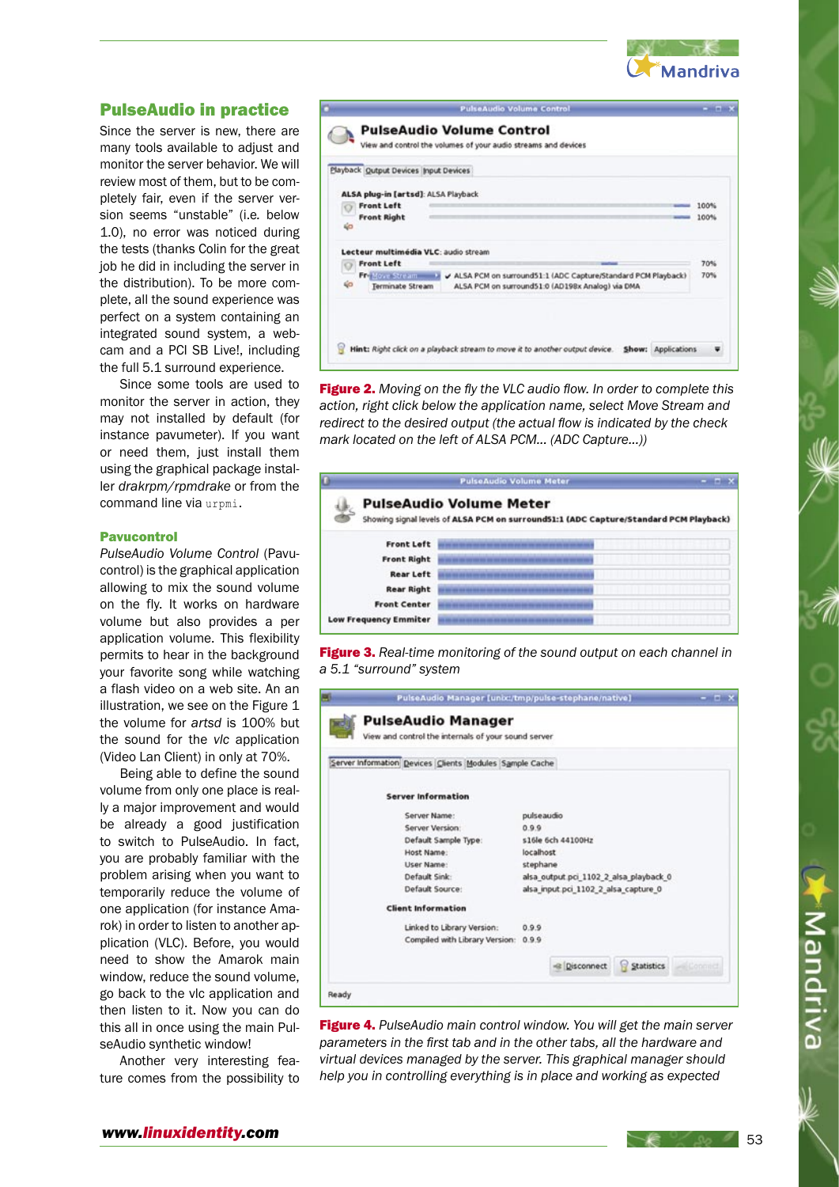## PulseAudio in practice

Since the server is new, there are many tools available to adjust and monitor the server behavior. We will review most of them, but to be completely fair, even if the server version seems “unstable” (i.e. below 1.0), no error was noticed during the tests (thanks Colin for the great job he did in including the server in the distribution). To be more complete, all the sound experience was perfect on a system containing an integrated sound system, a webcam and a PCI SB Live!, including the full 5.1 surround experience.

Since some tools are used to monitor the server in action, they may not installed by default (for instance pavumeter). If you want or need them, just install them using the graphical package installer *drakrpm/rpmdrake* or from the command line via `urpmi`.

### Pavucontrol

*PulseAudio Volume Control* (Pavucontrol) is the graphical application allowing to mix the sound volume on the fly. It works on hardware volume but also provides a per application volume. This flexibility permits to hear in the background your favorite song while watching a flash video on a web site. An an illustration, we see on the Figure 1 the volume for *artsd* is 100% but the sound for the *vlc* application (Video Lan Client) in only at 70%.

Being able to define the sound volume from only one place is really a major improvement and would be already a good justification to switch to PulseAudio. In fact, you are probably familiar with the problem arising when you want to temporarily reduce the volume of one application (for instance Amarok) in order to listen to another application (VLC). Before, you would need to show the Amarok main window, reduce the sound volume, go back to the vlc application and then listen to it. Now you can do this all in once using the main PulseAudio synthetic window!

Another very interesting feature comes from the possibility to

**Figure 2.** *Moving on the fly the VLC audio flow. In order to complete this action, right click below the application name, select Move Stream and redirect to the desired output (the actual flow is indicated by the check mark located on the left of ALSA PCM... (ADC Capture...))*

**Figure 3.** *Real-time monitoring of the sound output on each channel in a 5.1 “surround” system*

**Figure 4.** *PulseAudio main control window. You will get the main server parameters in the first tab and in the other tabs, all the hardware and virtual devices managed by the server. This graphical manager should help you in controlling everything is in place and working as expected*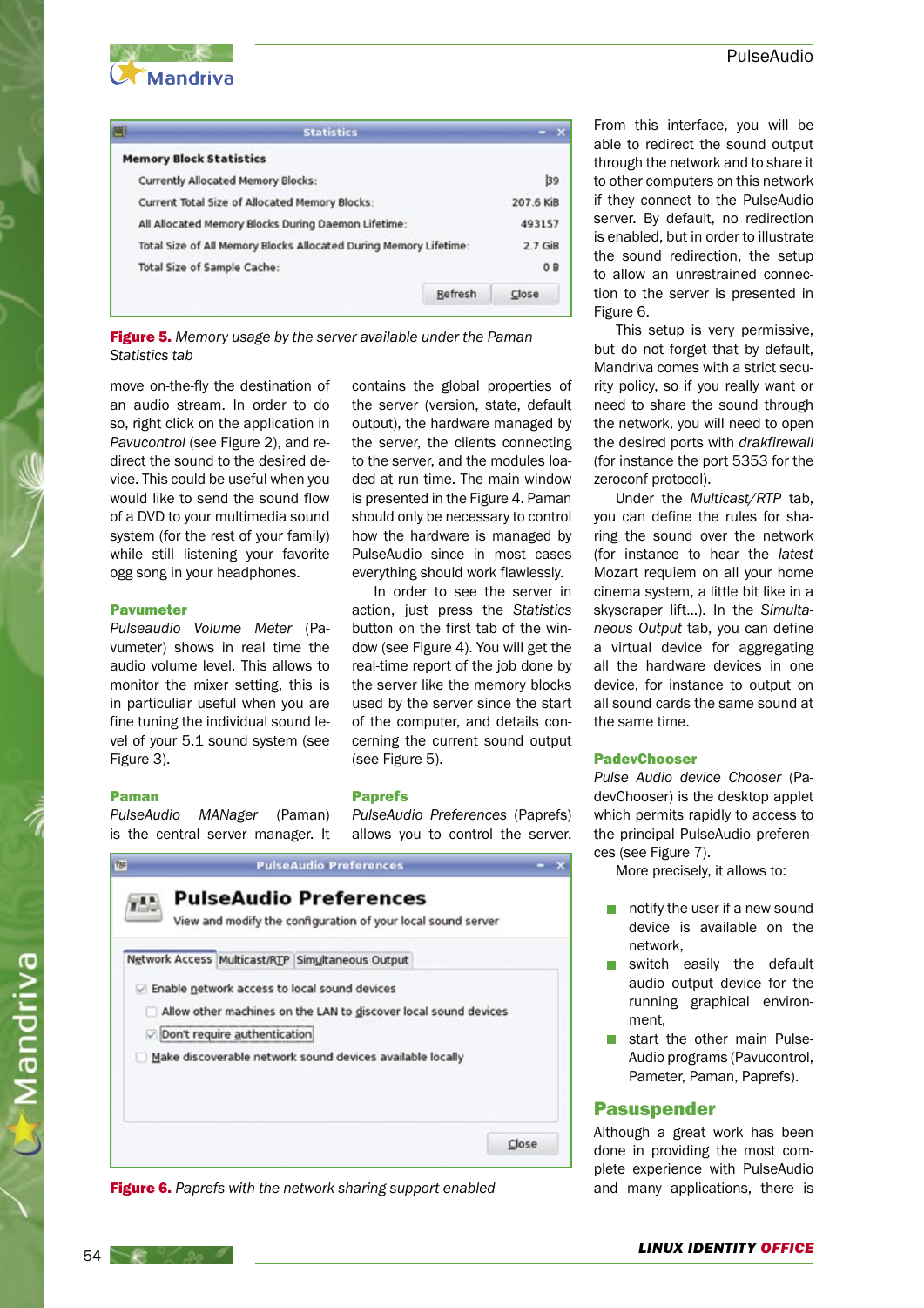Figure 5. *Memory usage by the server available under the Paman Statistics tab*

move on-the-fly the destination of an audio stream. In order to do so, right click on the application in *Pavucontrol* (see Figure 2), and redirect the sound to the desired device. This could be useful when you would like to send the sound flow of a DVD to your multimedia sound system (for the rest of your family) while still listening your favorite ogg song in your headphones.

### Pavumeter

*Pulseaudio Volume Meter* (Pavumeter) shows in real time the audio volume level. This allows to monitor the mixer setting, this is in particuliar useful when you are fine tuning the individual sound level of your 5.1 sound system (see Figure 3).

### Paman

*PulseAudio MANager* (Paman) is the central server manager. It contains the global properties of the server (version, state, default output), the hardware managed by the server, the clients connecting to the server, and the modules loaded at run time. The main window is presented in the Figure 4. Paman should only be necessary to control how the hardware is managed by PulseAudio since in most cases everything should work flawlessly.

In order to see the server in action, just press the *Statistics* button on the first tab of the window (see Figure 4). You will get the real-time report of the job done by the server like the memory blocks used by the server since the start of the computer, and details concerning the current sound output (see Figure 5).

### Paprefs

*PulseAudio Preferences* (Paprefs) allows you to control the server.

Figure 6. *Paprefs with the network sharing support enabled*

From this interface, you will be able to redirect the sound output through the network and to share it to other computers on this network if they connect to the PulseAudio server. By default, no redirection is enabled, but in order to illustrate the sound redirection, the setup to allow an unrestrained connection to the server is presented in Figure 6.

This setup is very permissive, but do not forget that by default, Mandriva comes with a strict security policy, so if you really want or need to share the sound through the network, you will need to open the desired ports with *drakfirewall* (for instance the port 5353 for the zeroconf protocol).

Under the *Multicast/RTP* tab, you can define the rules for sharing the sound over the network (for instance to hear the *latest* Mozart requiem on all your home cinema system, a little bit like in a skyscraper lift...). In the *Simultaneous Output* tab, you can define a virtual device for aggregating all the hardware devices in one device, for instance to output on all sound cards the same sound at the same time.

### PadevChooser

*Pulse Audio device Chooser* (PadevChooser) is the desktop applet which permits rapidly to access to the principal PulseAudio preferences (see Figure 7).

More precisely, it allows to:

- notify the user if a new sound device is available on the network,
- switch easily the default audio output device for the running graphical environment,
- start the other main PulseAudio programs (Pavucontrol, Pameter, Paman, Paprefs).

## Pasuspender

Although a great work has been done in providing the most complete experience with PulseAudio and many applications, there is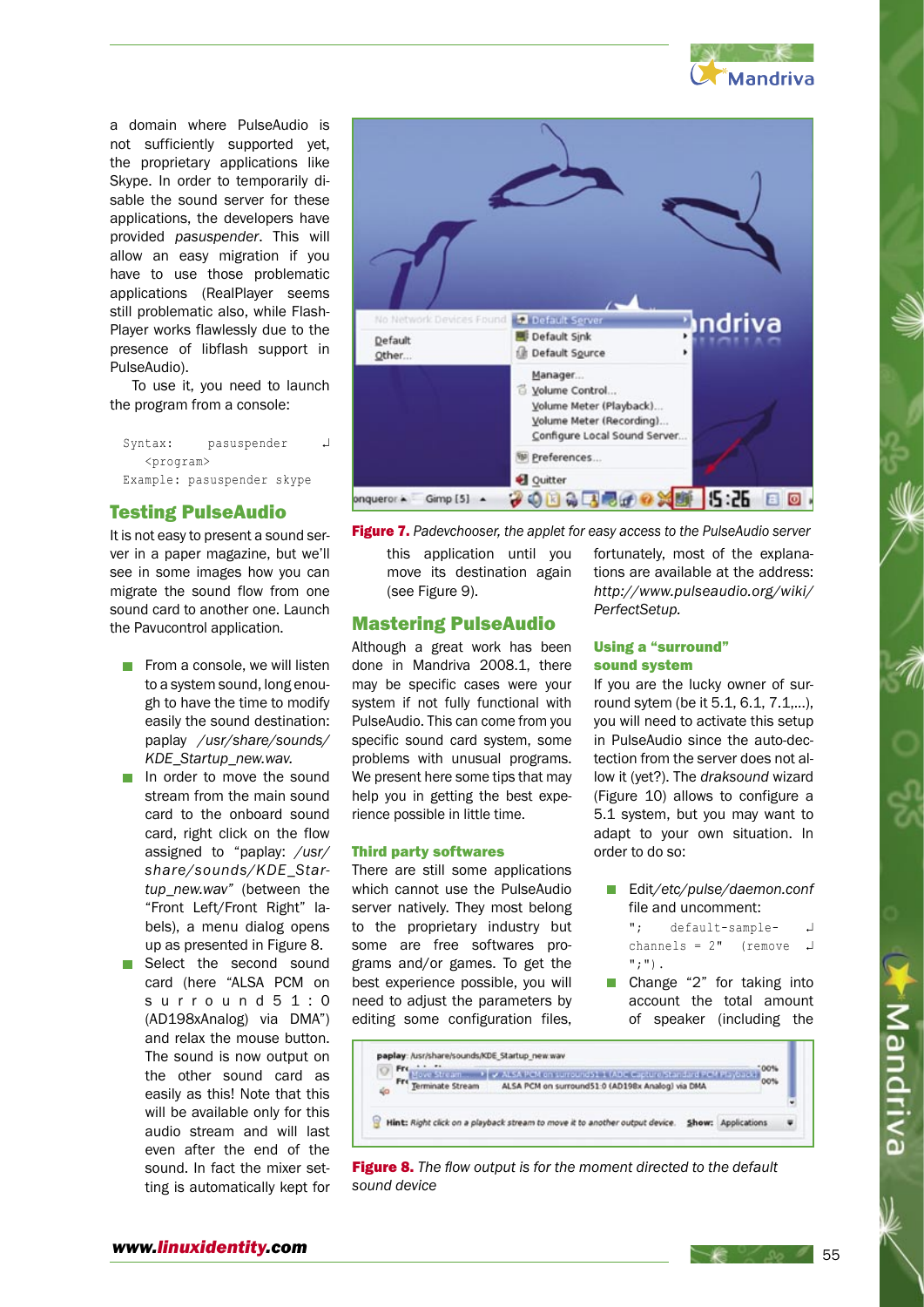a domain where PulseAudio is not sufficiently supported yet, the proprietary applications like Skype. In order to temporarily disable the sound server for these applications, the developers have provided *pasuspender*. This will allow an easy migration if you have to use those problematic applications (RealPlayer seems still problematic also, while FlashPlayer works flawlessly due to the presence of libflash support in PulseAudio).

To use it, you need to launch the program from a console:

```
Syntax:    pasuspender ↲
  <program>
Example: pasuspender skype
```

## Testing PulseAudio

It is not easy to present a sound server in a paper magazine, but we'll see in some images how you can migrate the sound flow from one sound card to another one. Launch the Pavucontrol application.

- From a console, we will listen to a system sound, long enough to have the time to modify easily the sound destination: paplay */usr/share/sounds/KDE_Startup_new.wav.*
- In order to move the sound stream from the main sound card to the onboard sound card, right click on the flow assigned to "paplay: */usr/share/sounds/KDE_Startup_new.wav"* (between the "Front Left/Front Right" labels), a menu dialog opens up as presented in Figure 8.
- Select the second sound card (here "ALSA PCM surround 5 1 : 0 (AD198xAnalog) via DMA") and relax the mouse button. The sound is now output on the other sound card as easily as this! Note that this will be available only for this audio stream and will last even after the end of the sound. In fact the mixer setting is automatically kept for this application until you move its destination again (see Figure 9).

**Figure 7.** *Padevchooser, the applet for easy access to the PulseAudio server*

## Mastering PulseAudio

Although a great work has been done in Mandriva 2008.1, there may be specific cases were your system if not fully functional with PulseAudio. This can come from you specific sound card system, some problems with unusual programs. We present here some tips that may help you in getting the best experience possible in little time.

### Third party softwares

There are still some applications which cannot use the PulseAudio server natively. They most belong to the proprietary industry but some are free softwares programs and/or games. To get the best experience possible, you will need to adjust the parameters by editing some configuration files, fortunately, most of the explanations are available at the address: *http://www.pulseaudio.org/wiki/PerfectSetup.*

### Using a "surround" sound system

If you are the lucky owner of surround sytem (be it 5.1, 6.1, 7.1,...), you will need to activate this setup in PulseAudio since the auto-detection from the server does not allow it (yet?). The *draksound* wizard (Figure 10) allows to configure a 5.1 system, but you may want to adapt to your own situation. In order to do so:

- Edit*/etc/pulse/daemon.conf* file and uncomment:
  ```
  "; default-sample- ↲
  channels = 2" (remove ↲
  ";").
  ```
- Change "2" for taking into account the total amount of speaker (including the

**Figure 8.** *The flow output is for the moment directed to the default sound device*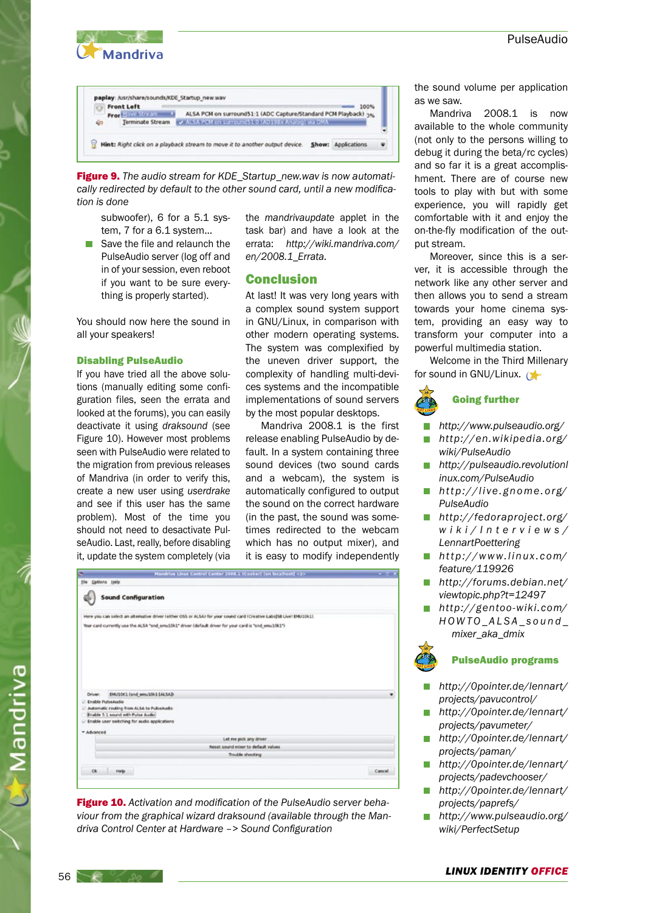**Figure 9.** *The audio stream for KDE_Startup_new.wav is now automatically redirected by default to the other sound card, until a new modification is done*

subwoofer), 6 for a 5.1 system, 7 for a 6.1 system...

- Save the file and relaunch the PulseAudio server (log off and in of your session, even reboot if you want to be sure everything is properly started).

You should now here the sound in all your speakers!

### Disabling PulseAudio

If you have tried all the above solutions (manually editing some configuration files, seen the errata and looked at the forums), you can easily deactivate it using *draksound* (see Figure 10). However most problems seen with PulseAudio were related to the migration from previous releases of Mandriva (in order to verify this, create a new user using *userdrake* and see if this user has the same problem). Most of the time you should not need to desactivate PulseAudio. Last, really, before disabling it, update the system completely (via the *mandrivaupdate* applet in the task bar) and have a look at the errata: *http://wiki.mandriva.com/en/2008.1_Errata*.

## Conclusion

At last! It was very long years with a complex sound system support in GNU/Linux, in comparison with other modern operating systems. The system was complexified by the uneven driver support, the complexity of handling multi-devices systems and the incompatible implementations of sound servers by the most popular desktops.

Mandriva 2008.1 is the first release enabling PulseAudio by default. In a system containing three sound devices (two sound cards and a webcam), the system is automatically configured to output the sound on the correct hardware (in the past, the sound was sometimes redirected to the webcam which has no output mixer), and it is easy to modify independently the sound volume per application as we saw.

Mandriva 2008.1 is now available to the whole community (not only to the persons willing to debug it during the beta/rc cycles) and so far it is a great accomplishment. There are of course new tools to play with but with some experience, you will rapidly get comfortable with it and enjoy the on-the-fly modification of the output stream.

Moreover, since this is a server, it is accessible through the network like any other server and then allows you to send a stream towards your home cinema system, providing an easy way to transform your computer into a powerful multimedia station.

Welcome in the Third Millenary for sound in GNU/Linux.

**Figure 10.** *Activation and modification of the PulseAudio server behaviour from the graphical wizard draksound (available through the Mandriva Control Center at Hardware –> Sound Configuration*

### Going further

- *http://www.pulseaudio.org/*
- *http://en.wikipedia.org/wiki/PulseAudio*
- *http://pulseaudio.revolutionlinux.com/PulseAudio*
- *http://live.gnome.org/PulseAudio*
- *http://fedoraproject.org/wiki/Interviews/LennartPoettering*
- *http://www.linux.com/feature/119926*
- *http://forums.debian.net/viewtopic.php?t=12497*
- *http://gentoo-wiki.com/HOWTO_ALSA_sound_mixer_aka_dmix*

### PulseAudio programs

- *http://0pointer.de/lennart/projects/pavucontrol/*
- *http://0pointer.de/lennart/projects/pavumeter/*
- *http://0pointer.de/lennart/projects/paman/*
- *http://0pointer.de/lennart/projects/padevchooser/*
- *http://0pointer.de/lennart/projects/paprefs/*
- *http://www.pulseaudio.org/wiki/PerfectSetup*